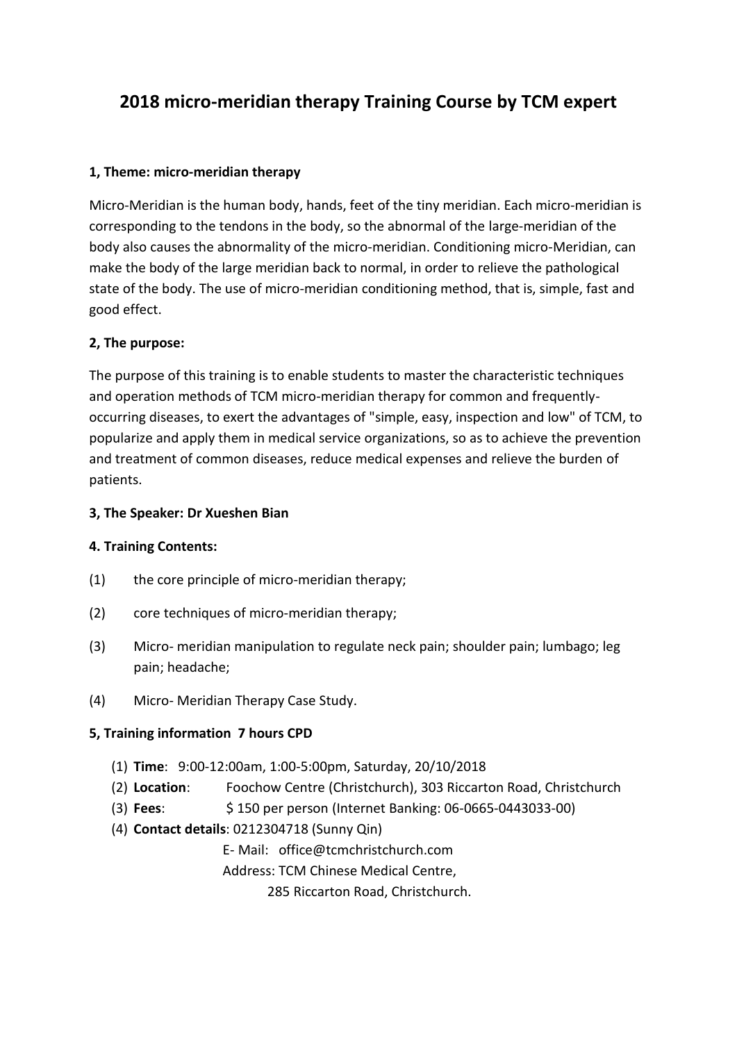# 2018 micro-meridian therapy Training Course by TCM expert

**1, Theme: micro-meridian therapy**

Micro-Meridian is the human body, hands, feet of the tiny meridian. Each micro-meridian is corresponding to the tendons in the body, so the abnormal of the large-meridian of the body also causes the abnormality of the micro-meridian. Conditioning micro-Meridian, can make the body of the large meridian back to normal, in order to relieve the pathological state of the body. The use of micro-meridian conditioning method, that is, simple, fast and good effect.

**2, The purpose:**

The purpose of this training is to enable students to master the characteristic techniques and operation methods of TCM micro-meridian therapy for common and frequently-occurring diseases, to exert the advantages of "simple, easy, inspection and low" of TCM, to popularize and apply them in medical service organizations, so as to achieve the prevention and treatment of common diseases, reduce medical expenses and relieve the burden of patients.

**3, The Speaker: Dr Xueshen Bian**

**4. Training Contents:**

(1) the core principle of micro-meridian therapy;

(2) core techniques of micro-meridian therapy;

(3) Micro- meridian manipulation to regulate neck pain; shoulder pain; lumbago; leg pain; headache;

(4) Micro- Meridian Therapy Case Study.

**5, Training information 7 hours CPD**

(1) **Time**: 9:00-12:00am, 1:00-5:00pm, Saturday, 20/10/2018
(2) **Location**: Foochow Centre (Christchurch), 303 Riccarton Road, Christchurch
(3) **Fees**: $ 150 per person (Internet Banking: 06-0665-0443033-00)
(4) **Contact details**: 0212304718 (Sunny Qin)
E- Mail: office@tcmchristchurch.com
Address: TCM Chinese Medical Centre,
285 Riccarton Road, Christchurch.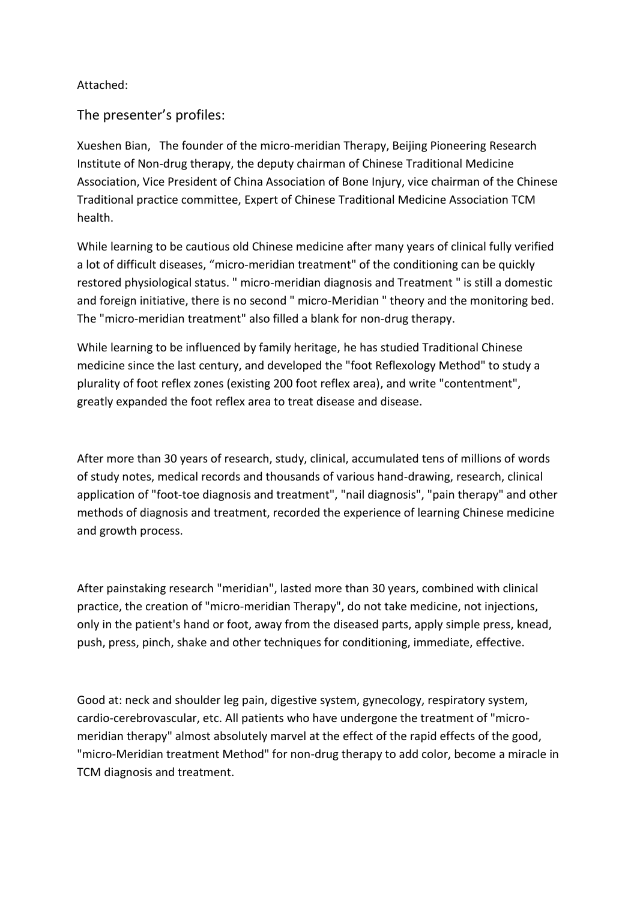Attached:

## The presenter's profiles:

Xueshen Bian,   The founder of the micro-meridian Therapy, Beijing Pioneering Research Institute of Non-drug therapy, the deputy chairman of Chinese Traditional Medicine Association, Vice President of China Association of Bone Injury, vice chairman of the Chinese Traditional practice committee, Expert of Chinese Traditional Medicine Association TCM health.

While learning to be cautious old Chinese medicine after many years of clinical fully verified a lot of difficult diseases, "micro-meridian treatment" of the conditioning can be quickly restored physiological status. " micro-meridian diagnosis and Treatment " is still a domestic and foreign initiative, there is no second " micro-Meridian " theory and the monitoring bed. The "micro-meridian treatment" also filled a blank for non-drug therapy.

While learning to be influenced by family heritage, he has studied Traditional Chinese medicine since the last century, and developed the "foot Reflexology Method" to study a plurality of foot reflex zones (existing 200 foot reflex area), and write "contentment", greatly expanded the foot reflex area to treat disease and disease.

After more than 30 years of research, study, clinical, accumulated tens of millions of words of study notes, medical records and thousands of various hand-drawing, research, clinical application of "foot-toe diagnosis and treatment", "nail diagnosis", "pain therapy" and other methods of diagnosis and treatment, recorded the experience of learning Chinese medicine and growth process.

After painstaking research "meridian", lasted more than 30 years, combined with clinical practice, the creation of "micro-meridian Therapy", do not take medicine, not injections, only in the patient's hand or foot, away from the diseased parts, apply simple press, knead, push, press, pinch, shake and other techniques for conditioning, immediate, effective.

Good at: neck and shoulder leg pain, digestive system, gynecology, respiratory system, cardio-cerebrovascular, etc. All patients who have undergone the treatment of "micro-meridian therapy" almost absolutely marvel at the effect of the rapid effects of the good, "micro-Meridian treatment Method" for non-drug therapy to add color, become a miracle in TCM diagnosis and treatment.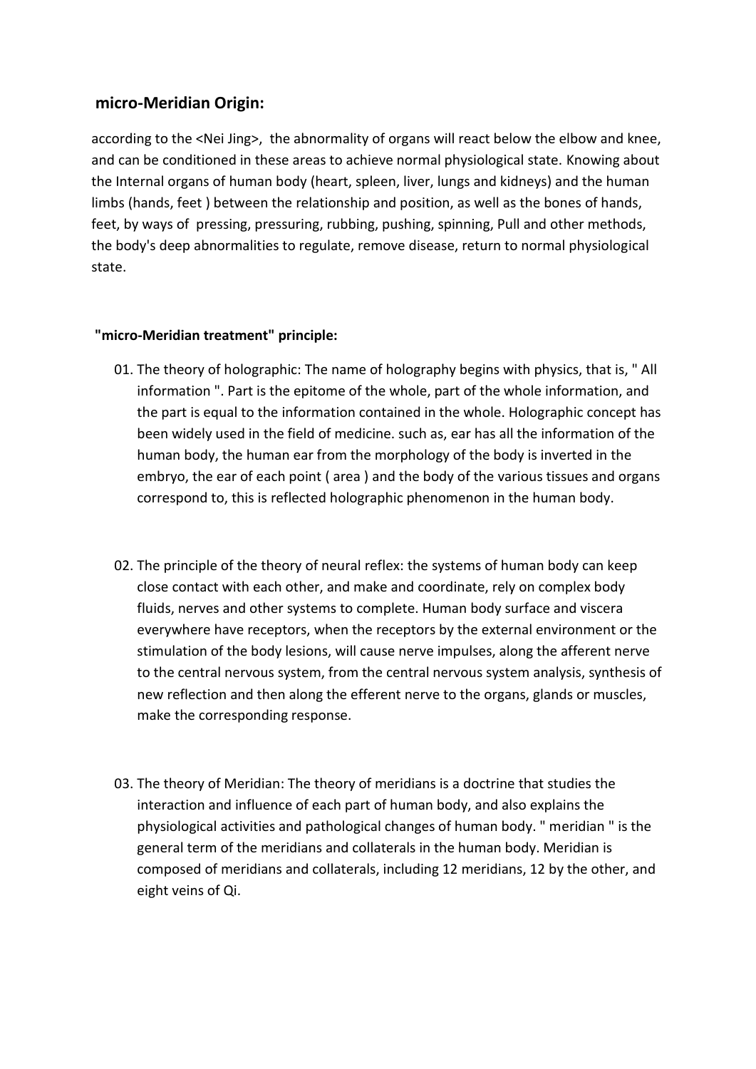## micro-Meridian Origin:

according to the <Nei Jing>, the abnormality of organs will react below the elbow and knee, and can be conditioned in these areas to achieve normal physiological state. Knowing about the Internal organs of human body (heart, spleen, liver, lungs and kidneys) and the human limbs (hands, feet ) between the relationship and position, as well as the bones of hands, feet, by ways of pressing, pressuring, rubbing, pushing, spinning, Pull and other methods, the body's deep abnormalities to regulate, remove disease, return to normal physiological state.

### "micro-Meridian treatment" principle:

01. The theory of holographic: The name of holography begins with physics, that is, " All information ". Part is the epitome of the whole, part of the whole information, and the part is equal to the information contained in the whole. Holographic concept has been widely used in the field of medicine. such as, ear has all the information of the human body, the human ear from the morphology of the body is inverted in the embryo, the ear of each point ( area ) and the body of the various tissues and organs correspond to, this is reflected holographic phenomenon in the human body.

02. The principle of the theory of neural reflex: the systems of human body can keep close contact with each other, and make and coordinate, rely on complex body fluids, nerves and other systems to complete. Human body surface and viscera everywhere have receptors, when the receptors by the external environment or the stimulation of the body lesions, will cause nerve impulses, along the afferent nerve to the central nervous system, from the central nervous system analysis, synthesis of new reflection and then along the efferent nerve to the organs, glands or muscles, make the corresponding response.

03. The theory of Meridian: The theory of meridians is a doctrine that studies the interaction and influence of each part of human body, and also explains the physiological activities and pathological changes of human body. " meridian " is the general term of the meridians and collaterals in the human body. Meridian is composed of meridians and collaterals, including 12 meridians, 12 by the other, and eight veins of Qi.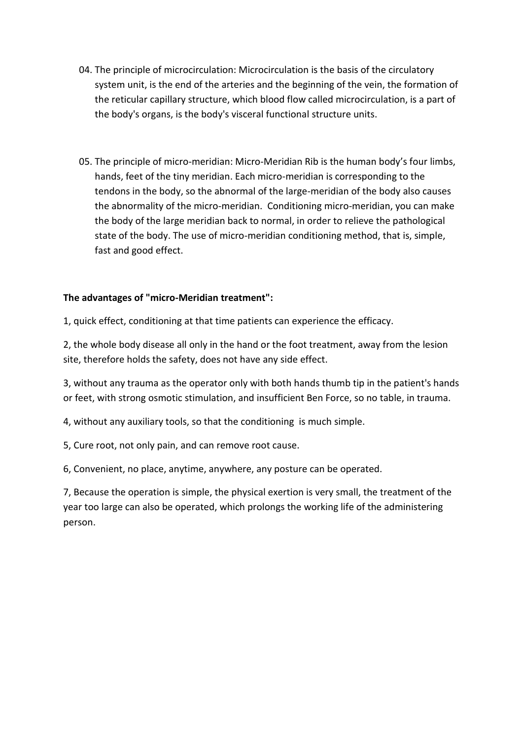04. The principle of microcirculation: Microcirculation is the basis of the circulatory system unit, is the end of the arteries and the beginning of the vein, the formation of the reticular capillary structure, which blood flow called microcirculation, is a part of the body's organs, is the body's visceral functional structure units.

05. The principle of micro-meridian: Micro-Meridian Rib is the human body's four limbs, hands, feet of the tiny meridian. Each micro-meridian is corresponding to the tendons in the body, so the abnormal of the large-meridian of the body also causes the abnormality of the micro-meridian. Conditioning micro-meridian, you can make the body of the large meridian back to normal, in order to relieve the pathological state of the body. The use of micro-meridian conditioning method, that is, simple, fast and good effect.

**The advantages of "micro-Meridian treatment":**

1, quick effect, conditioning at that time patients can experience the efficacy.

2, the whole body disease all only in the hand or the foot treatment, away from the lesion site, therefore holds the safety, does not have any side effect.

3, without any trauma as the operator only with both hands thumb tip in the patient's hands or feet, with strong osmotic stimulation, and insufficient Ben Force, so no table, in trauma.

4, without any auxiliary tools, so that the conditioning is much simple.

5, Cure root, not only pain, and can remove root cause.

6, Convenient, no place, anytime, anywhere, any posture can be operated.

7, Because the operation is simple, the physical exertion is very small, the treatment of the year too large can also be operated, which prolongs the working life of the administering person.